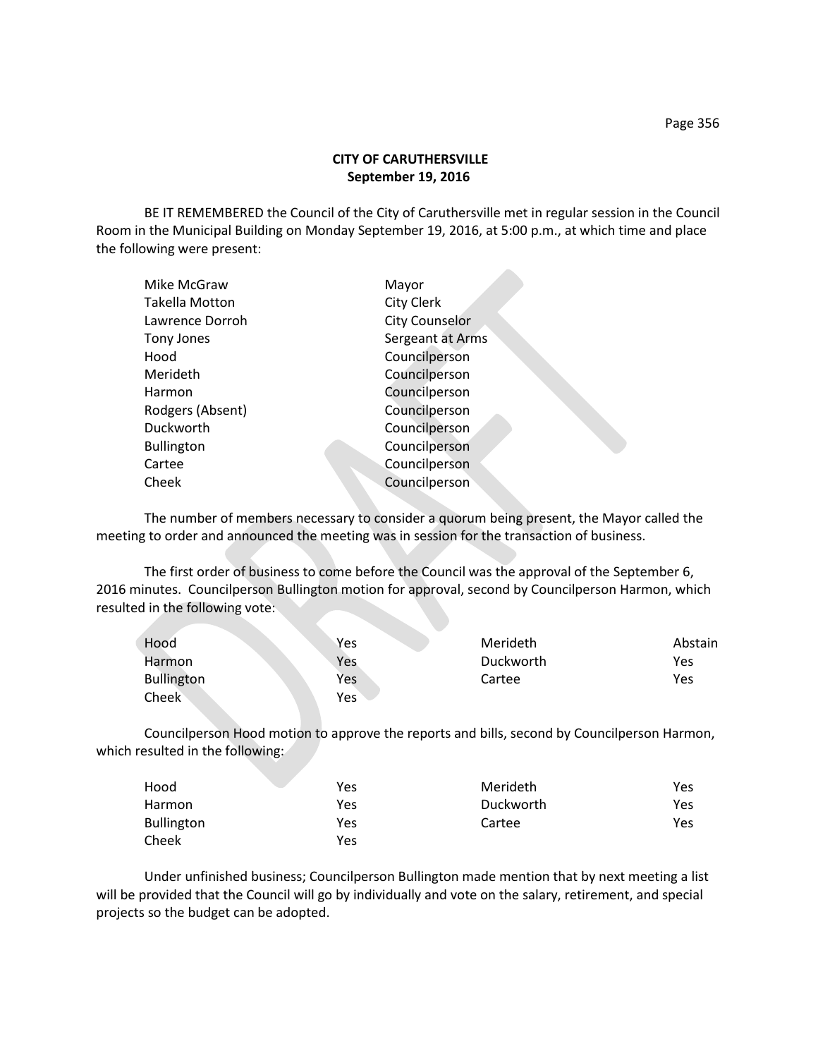## CITY OF CARUTHERSVILLE
## September 19, 2016

BE IT REMEMBERED the Council of the City of Caruthersville met in regular session in the Council Room in the Municipal Building on Monday September 19, 2016, at 5:00 p.m., at which time and place the following were present:

| | |
|---|---|
| Mike McGraw | Mayor |
| Takella Motton | City Clerk |
| Lawrence Dorroh | City Counselor |
| Tony Jones | Sergeant at Arms |
| Hood | Councilperson |
| Merideth | Councilperson |
| Harmon | Councilperson |
| Rodgers (Absent) | Councilperson |
| Duckworth | Councilperson |
| Bullington | Councilperson |
| Cartee | Councilperson |
| Cheek | Councilperson |

The number of members necessary to consider a quorum being present, the Mayor called the meeting to order and announced the meeting was in session for the transaction of business.

The first order of business to come before the Council was the approval of the September 6, 2016 minutes. Councilperson Bullington motion for approval, second by Councilperson Harmon, which resulted in the following vote:

| | | | |
|---|---|---|---|
| Hood | Yes | Merideth | Abstain |
| Harmon | Yes | Duckworth | Yes |
| Bullington | Yes | Cartee | Yes |
| Cheek | Yes | | |

Councilperson Hood motion to approve the reports and bills, second by Councilperson Harmon, which resulted in the following:

| | | | |
|---|---|---|---|
| Hood | Yes | Merideth | Yes |
| Harmon | Yes | Duckworth | Yes |
| Bullington | Yes | Cartee | Yes |
| Cheek | Yes | | |

Under unfinished business; Councilperson Bullington made mention that by next meeting a list will be provided that the Council will go by individually and vote on the salary, retirement, and special projects so the budget can be adopted.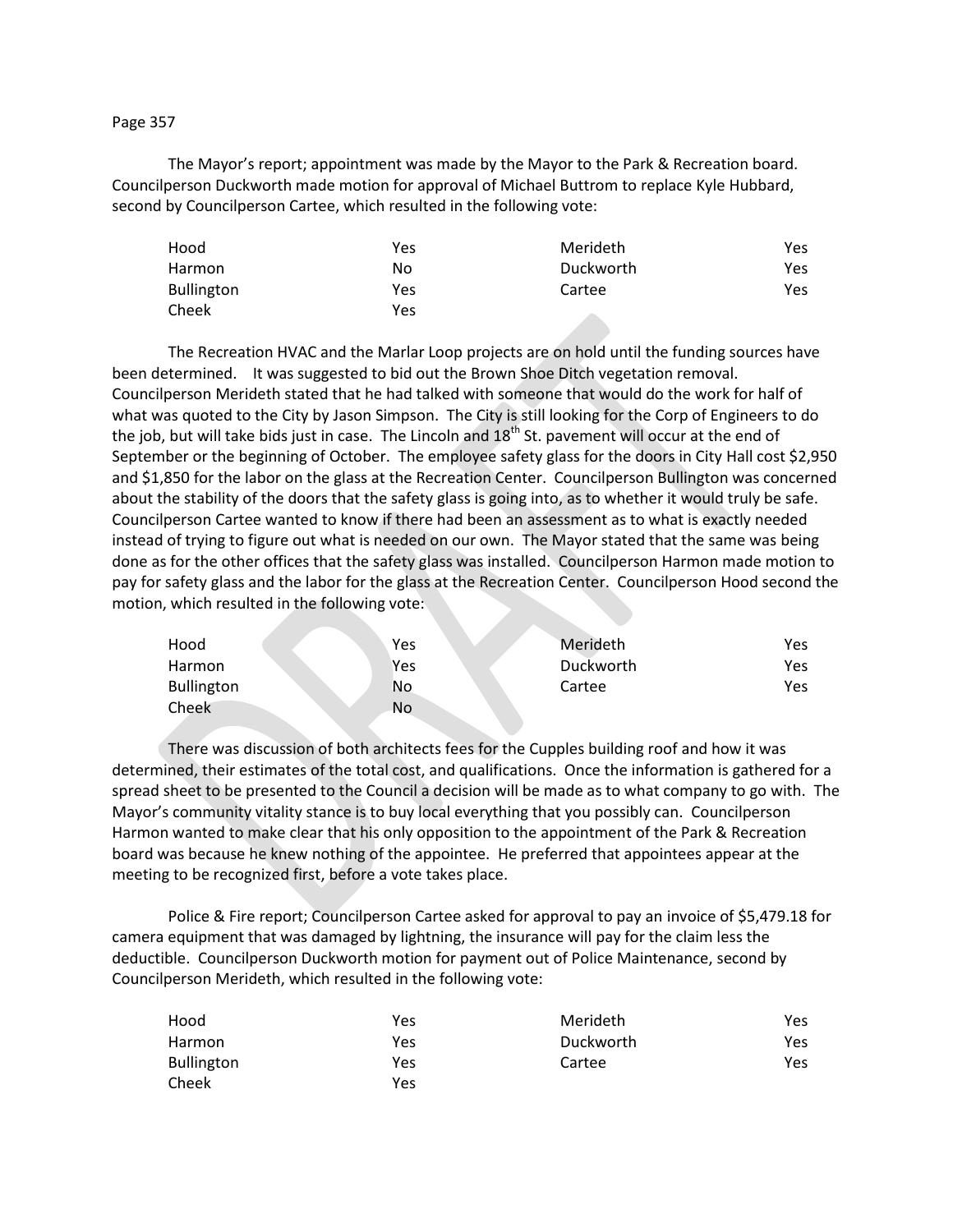The Mayor's report; appointment was made by the Mayor to the Park & Recreation board. Councilperson Duckworth made motion for approval of Michael Buttrom to replace Kyle Hubbard, second by Councilperson Cartee, which resulted in the following vote:

| | | | |
|---|---|---|---|
| Hood | Yes | Merideth | Yes |
| Harmon | No | Duckworth | Yes |
| Bullington | Yes | Cartee | Yes |
| Cheek | Yes | | |

The Recreation HVAC and the Marlar Loop projects are on hold until the funding sources have been determined. It was suggested to bid out the Brown Shoe Ditch vegetation removal. Councilperson Merideth stated that he had talked with someone that would do the work for half of what was quoted to the City by Jason Simpson. The City is still looking for the Corp of Engineers to do the job, but will take bids just in case. The Lincoln and 18th St. pavement will occur at the end of September or the beginning of October. The employee safety glass for the doors in City Hall cost $2,950 and $1,850 for the labor on the glass at the Recreation Center. Councilperson Bullington was concerned about the stability of the doors that the safety glass is going into, as to whether it would truly be safe. Councilperson Cartee wanted to know if there had been an assessment as to what is exactly needed instead of trying to figure out what is needed on our own. The Mayor stated that the same was being done as for the other offices that the safety glass was installed. Councilperson Harmon made motion to pay for safety glass and the labor for the glass at the Recreation Center. Councilperson Hood second the motion, which resulted in the following vote:

| | | | |
|---|---|---|---|
| Hood | Yes | Merideth | Yes |
| Harmon | Yes | Duckworth | Yes |
| Bullington | No | Cartee | Yes |
| Cheek | No | | |

There was discussion of both architects fees for the Cupples building roof and how it was determined, their estimates of the total cost, and qualifications. Once the information is gathered for a spread sheet to be presented to the Council a decision will be made as to what company to go with. The Mayor's community vitality stance is to buy local everything that you possibly can. Councilperson Harmon wanted to make clear that his only opposition to the appointment of the Park & Recreation board was because he knew nothing of the appointee. He preferred that appointees appear at the meeting to be recognized first, before a vote takes place.

Police & Fire report; Councilperson Cartee asked for approval to pay an invoice of $5,479.18 for camera equipment that was damaged by lightning, the insurance will pay for the claim less the deductible. Councilperson Duckworth motion for payment out of Police Maintenance, second by Councilperson Merideth, which resulted in the following vote:

| | | | |
|---|---|---|---|
| Hood | Yes | Merideth | Yes |
| Harmon | Yes | Duckworth | Yes |
| Bullington | Yes | Cartee | Yes |
| Cheek | Yes | | |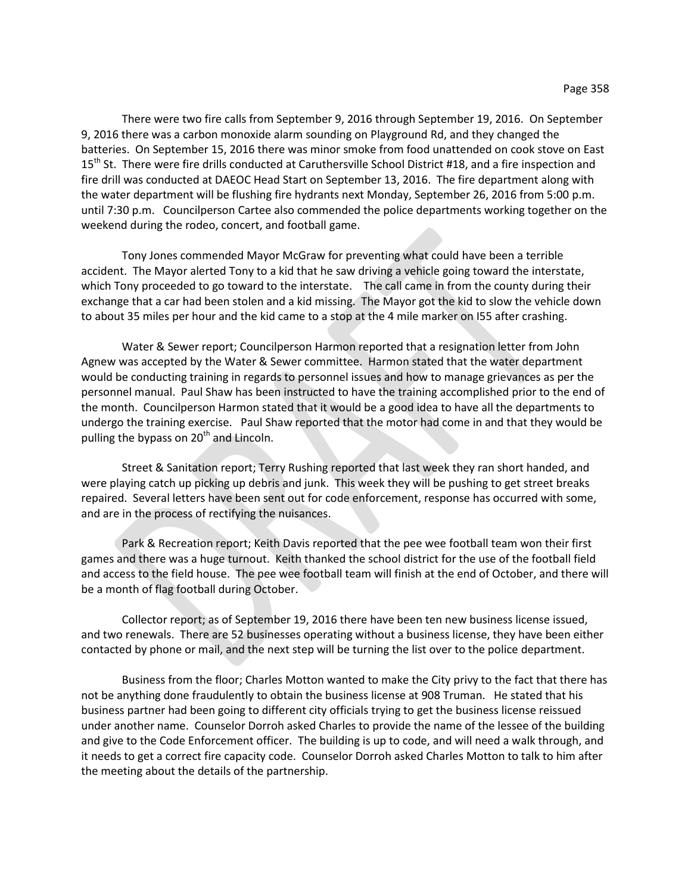There were two fire calls from September 9, 2016 through September 19, 2016. On September 9, 2016 there was a carbon monoxide alarm sounding on Playground Rd, and they changed the batteries. On September 15, 2016 there was minor smoke from food unattended on cook stove on East 15th St. There were fire drills conducted at Caruthersville School District #18, and a fire inspection and fire drill was conducted at DAEOC Head Start on September 13, 2016. The fire department along with the water department will be flushing fire hydrants next Monday, September 26, 2016 from 5:00 p.m. until 7:30 p.m. Councilperson Cartee also commended the police departments working together on the weekend during the rodeo, concert, and football game.

Tony Jones commended Mayor McGraw for preventing what could have been a terrible accident. The Mayor alerted Tony to a kid that he saw driving a vehicle going toward the interstate, which Tony proceeded to go toward to the interstate. The call came in from the county during their exchange that a car had been stolen and a kid missing. The Mayor got the kid to slow the vehicle down to about 35 miles per hour and the kid came to a stop at the 4 mile marker on I55 after crashing.

Water & Sewer report; Councilperson Harmon reported that a resignation letter from John Agnew was accepted by the Water & Sewer committee. Harmon stated that the water department would be conducting training in regards to personnel issues and how to manage grievances as per the personnel manual. Paul Shaw has been instructed to have the training accomplished prior to the end of the month. Councilperson Harmon stated that it would be a good idea to have all the departments to undergo the training exercise. Paul Shaw reported that the motor had come in and that they would be pulling the bypass on 20th and Lincoln.

Street & Sanitation report; Terry Rushing reported that last week they ran short handed, and were playing catch up picking up debris and junk. This week they will be pushing to get street breaks repaired. Several letters have been sent out for code enforcement, response has occurred with some, and are in the process of rectifying the nuisances.

Park & Recreation report; Keith Davis reported that the pee wee football team won their first games and there was a huge turnout. Keith thanked the school district for the use of the football field and access to the field house. The pee wee football team will finish at the end of October, and there will be a month of flag football during October.

Collector report; as of September 19, 2016 there have been ten new business license issued, and two renewals. There are 52 businesses operating without a business license, they have been either contacted by phone or mail, and the next step will be turning the list over to the police department.

Business from the floor; Charles Motton wanted to make the City privy to the fact that there has not be anything done fraudulently to obtain the business license at 908 Truman. He stated that his business partner had been going to different city officials trying to get the business license reissued under another name. Counselor Dorroh asked Charles to provide the name of the lessee of the building and give to the Code Enforcement officer. The building is up to code, and will need a walk through, and it needs to get a correct fire capacity code. Counselor Dorroh asked Charles Motton to talk to him after the meeting about the details of the partnership.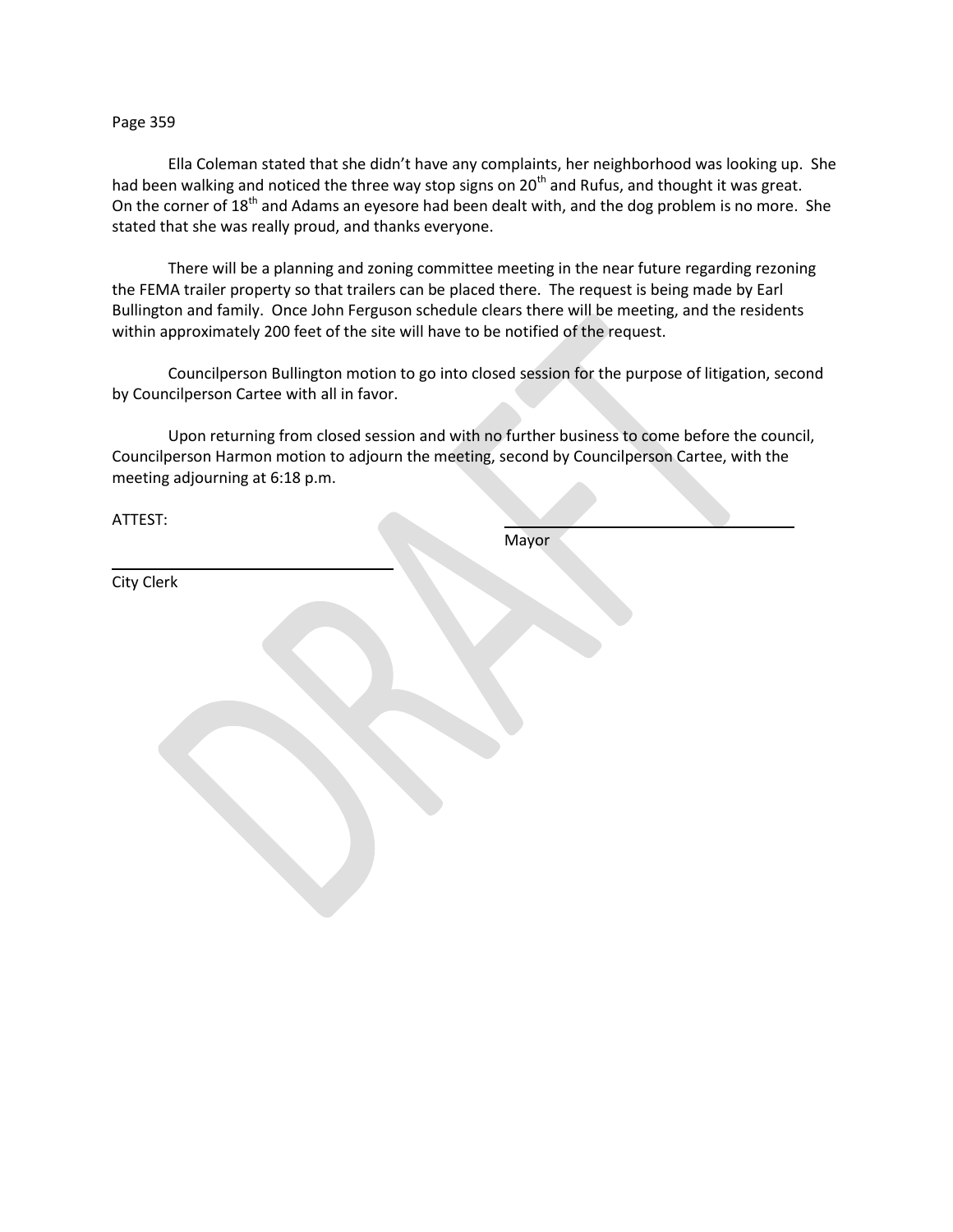Ella Coleman stated that she didn't have any complaints, her neighborhood was looking up. She had been walking and noticed the three way stop signs on 20th and Rufus, and thought it was great. On the corner of 18th and Adams an eyesore had been dealt with, and the dog problem is no more. She stated that she was really proud, and thanks everyone.

There will be a planning and zoning committee meeting in the near future regarding rezoning the FEMA trailer property so that trailers can be placed there. The request is being made by Earl Bullington and family. Once John Ferguson schedule clears there will be meeting, and the residents within approximately 200 feet of the site will have to be notified of the request.

Councilperson Bullington motion to go into closed session for the purpose of litigation, second by Councilperson Cartee with all in favor.

Upon returning from closed session and with no further business to come before the council, Councilperson Harmon motion to adjourn the meeting, second by Councilperson Cartee, with the meeting adjourning at 6:18 p.m.

ATTEST:

\_\_\_\_\_\_\_\_\_\_\_\_\_\_\_\_\_\_\_\_\_\_\_\_\_\_\_\_\_\_\_\_
Mayor

\_\_\_\_\_\_\_\_\_\_\_\_\_\_\_\_\_\_\_\_\_\_\_\_\_\_\_\_\_\_\_\_
City Clerk

DRAFT